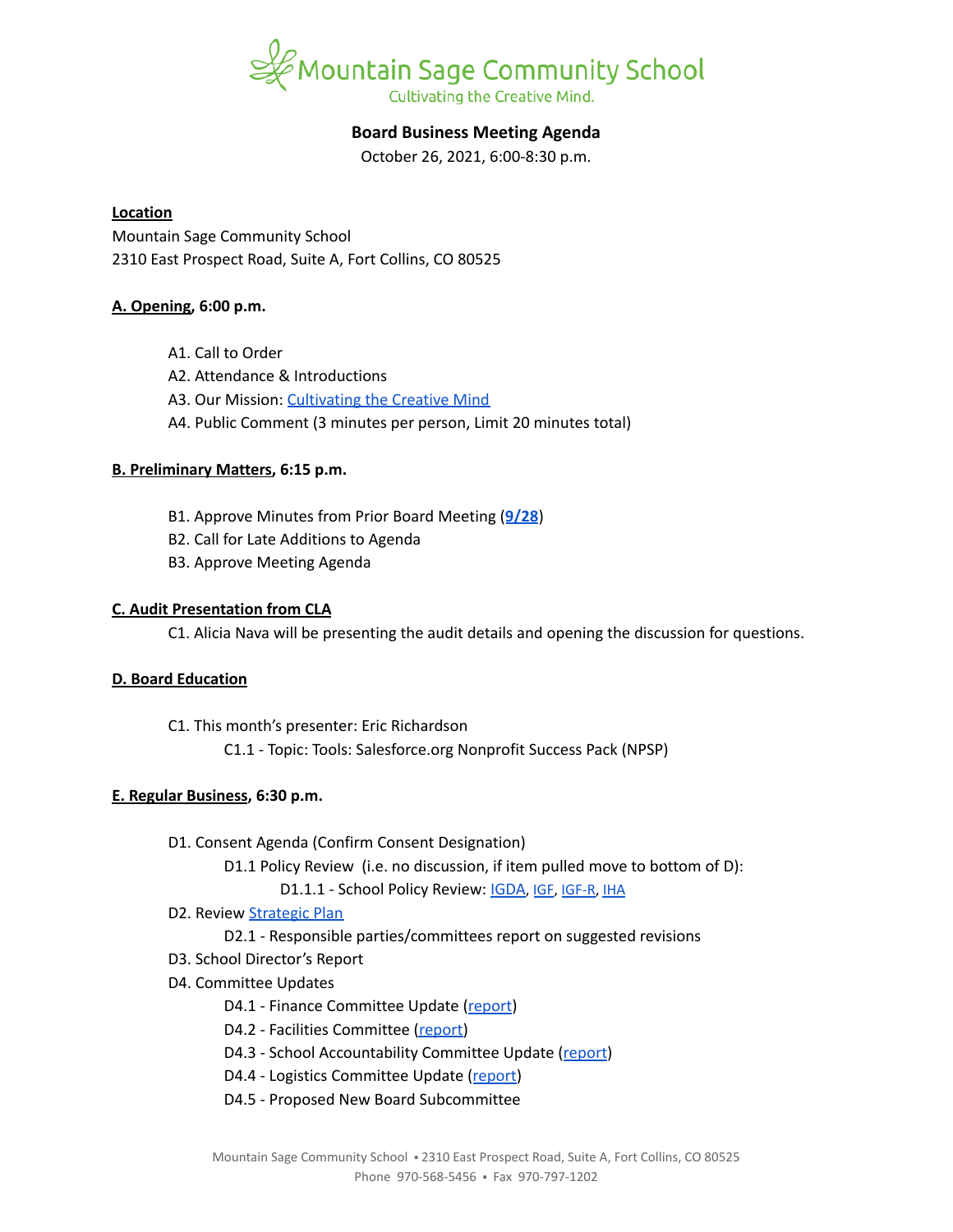# Mountain Sage Community School

Cultivating the Creative Mind.

## Board Business Meeting Agenda

October 26, 2021, 6:00-8:30 p.m.

**Location**

Mountain Sage Community School
2310 East Prospect Road, Suite A, Fort Collins, CO 80525

**A. Opening, 6:00 p.m.**

- A1. Call to Order
- A2. Attendance & Introductions
- A3. Our Mission: Cultivating the Creative Mind
- A4. Public Comment (3 minutes per person, Limit 20 minutes total)

**B. Preliminary Matters, 6:15 p.m.**

- B1. Approve Minutes from Prior Board Meeting (**9/28**)
- B2. Call for Late Additions to Agenda
- B3. Approve Meeting Agenda

**C. Audit Presentation from CLA**

C1. Alicia Nava will be presenting the audit details and opening the discussion for questions.

**D. Board Education**

- C1. This month's presenter: Eric Richardson
  - C1.1 - Topic: Tools: Salesforce.org Nonprofit Success Pack (NPSP)

**E. Regular Business, 6:30 p.m.**

- D1. Consent Agenda (Confirm Consent Designation)
  - D1.1 Policy Review (i.e. no discussion, if item pulled move to bottom of D):
    - D1.1.1 - School Policy Review: IGDA, IGF, IGF-R, IHA
- D2. Review Strategic Plan
  - D2.1 - Responsible parties/committees report on suggested revisions
- D3. School Director's Report
- D4. Committee Updates
  - D4.1 - Finance Committee Update (report)
  - D4.2 - Facilities Committee (report)
  - D4.3 - School Accountability Committee Update (report)
  - D4.4 - Logistics Committee Update (report)
  - D4.5 - Proposed New Board Subcommittee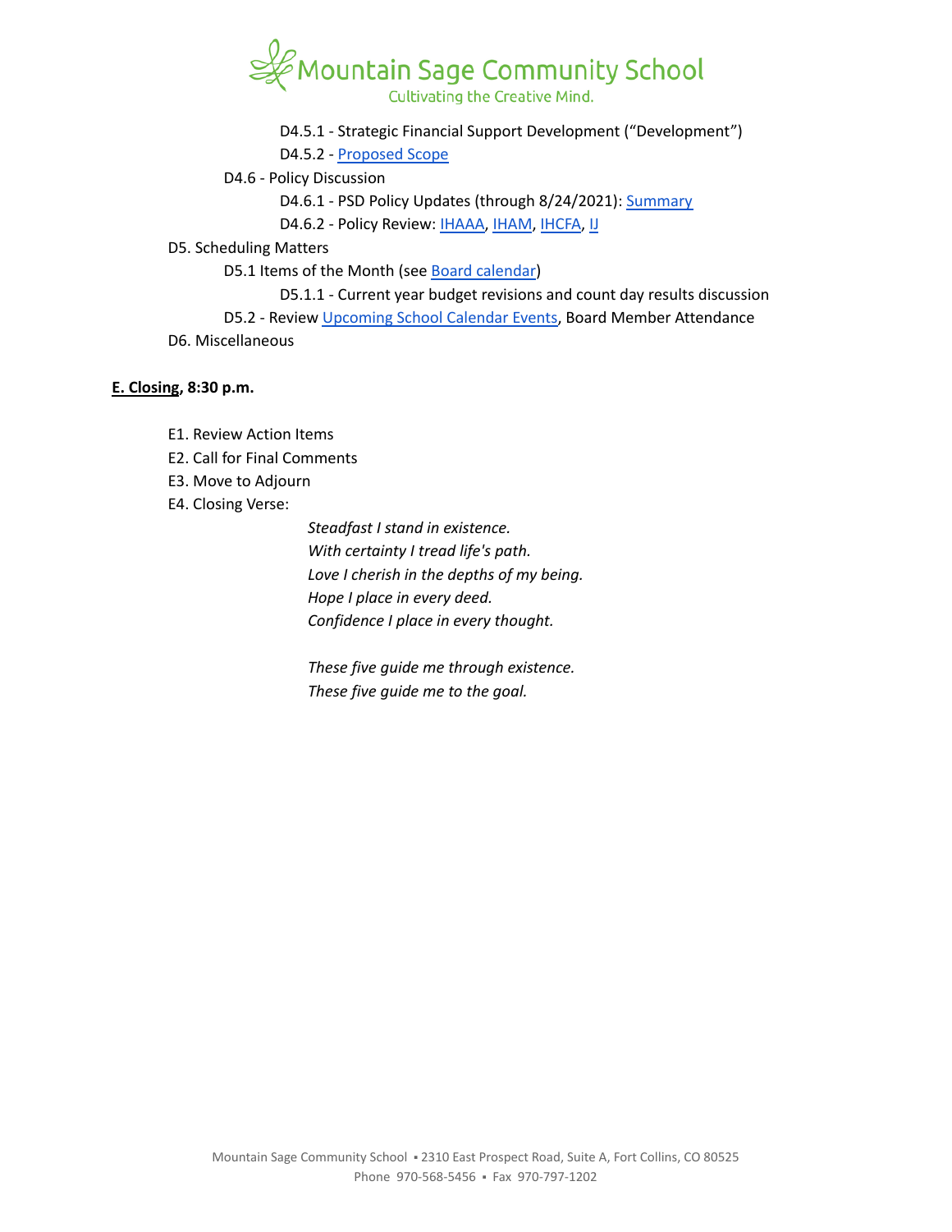D4.5.1 - Strategic Financial Support Development ("Development")

D4.5.2 - Proposed Scope

D4.6 - Policy Discussion

D4.6.1 - PSD Policy Updates (through 8/24/2021): Summary

D4.6.2 - Policy Review: IHAAA, IHAM, IHCFA, IJ

D5. Scheduling Matters

D5.1 Items of the Month (see Board calendar)

D5.1.1 - Current year budget revisions and count day results discussion

D5.2 - Review Upcoming School Calendar Events, Board Member Attendance

D6. Miscellaneous

**E. Closing, 8:30 p.m.**

E1. Review Action Items

E2. Call for Final Comments

E3. Move to Adjourn

E4. Closing Verse:

*Steadfast I stand in existence.*
*With certainty I tread life's path.*
*Love I cherish in the depths of my being.*
*Hope I place in every deed.*
*Confidence I place in every thought.*

*These five guide me through existence.*
*These five guide me to the goal.*